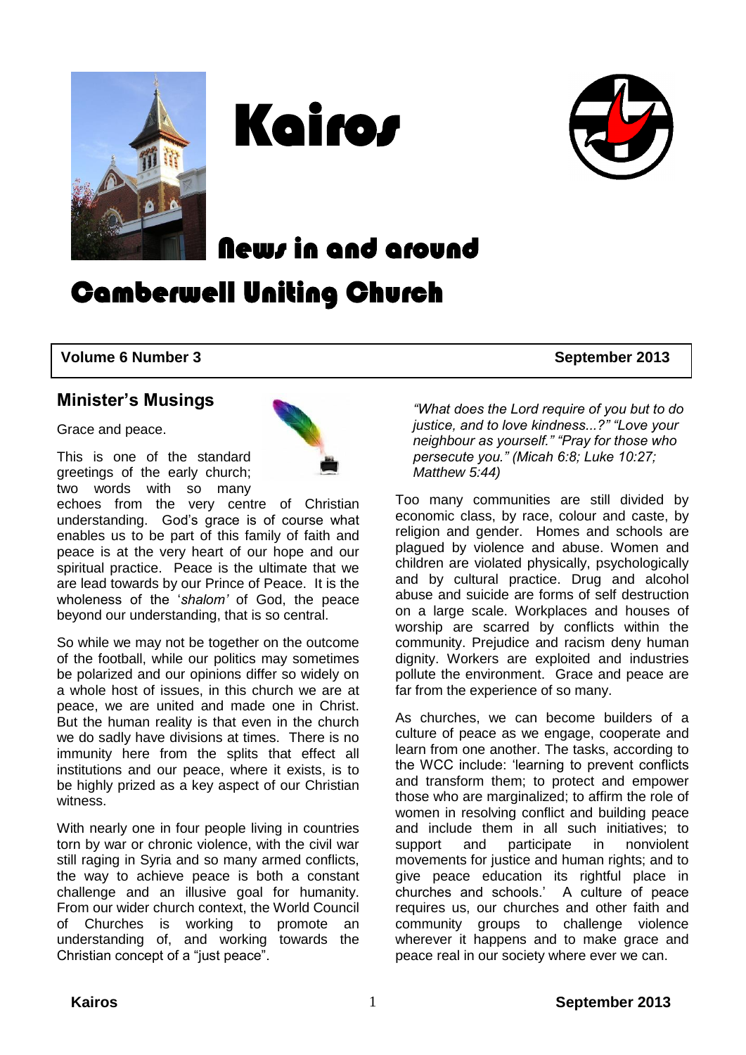# Kairos

## News in and around Camberwell Uniting Church

**Volume 6 Number 3** **September 2013**

## Minister's Musings

Grace and peace.

This is one of the standard greetings of the early church; two words with so many echoes from the very centre of Christian understanding. God's grace is of course what enables us to be part of this family of faith and peace is at the very heart of our hope and our spiritual practice. Peace is the ultimate that we are lead towards by our Prince of Peace. It is the wholeness of the '*shalom'* of God, the peace beyond our understanding, that is so central.

So while we may not be together on the outcome of the football, while our politics may sometimes be polarized and our opinions differ so widely on a whole host of issues, in this church we are at peace, we are united and made one in Christ. But the human reality is that even in the church we do sadly have divisions at times. There is no immunity here from the splits that effect all institutions and our peace, where it exists, is to be highly prized as a key aspect of our Christian witness.

With nearly one in four people living in countries torn by war or chronic violence, with the civil war still raging in Syria and so many armed conflicts, the way to achieve peace is both a constant challenge and an illusive goal for humanity. From our wider church context, the World Council of Churches is working to promote an understanding of, and working towards the Christian concept of a "just peace".

*"What does the Lord require of you but to do justice, and to love kindness...?" "Love your neighbour as yourself." "Pray for those who persecute you." (Micah 6:8; Luke 10:27; Matthew 5:44)*

Too many communities are still divided by economic class, by race, colour and caste, by religion and gender. Homes and schools are plagued by violence and abuse. Women and children are violated physically, psychologically and by cultural practice. Drug and alcohol abuse and suicide are forms of self destruction on a large scale. Workplaces and houses of worship are scarred by conflicts within the community. Prejudice and racism deny human dignity. Workers are exploited and industries pollute the environment. Grace and peace are far from the experience of so many.

As churches, we can become builders of a culture of peace as we engage, cooperate and learn from one another. The tasks, according to the WCC include: 'learning to prevent conflicts and transform them; to protect and empower those who are marginalized; to affirm the role of women in resolving conflict and building peace and include them in all such initiatives; to support and participate in nonviolent movements for justice and human rights; and to give peace education its rightful place in churches and schools.' A culture of peace requires us, our churches and other faith and community groups to challenge violence wherever it happens and to make grace and peace real in our society where ever we can.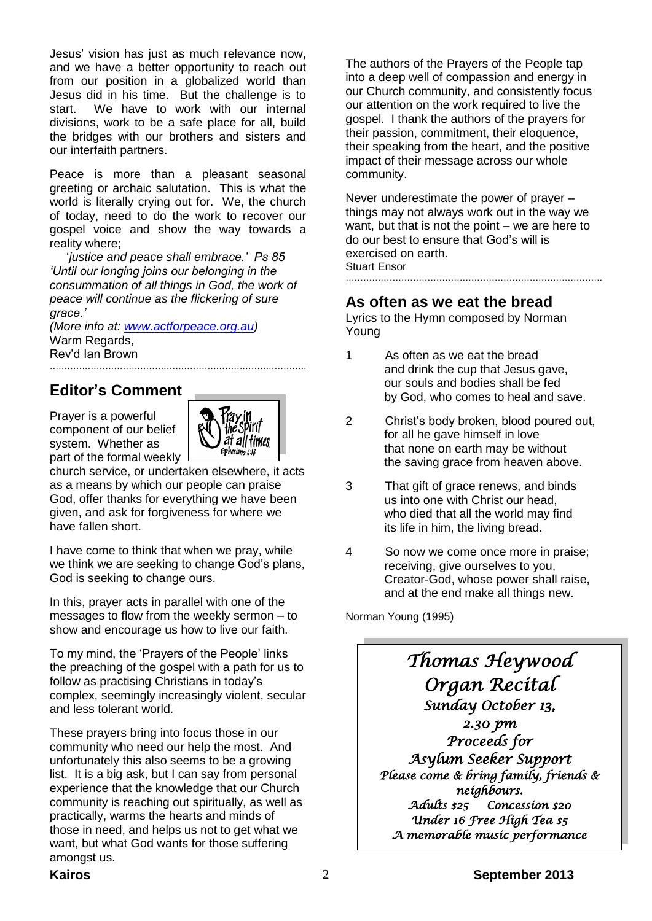Jesus' vision has just as much relevance now, and we have a better opportunity to reach out from our position in a globalized world than Jesus did in his time. But the challenge is to start. We have to work with our internal divisions, work to be a safe place for all, build the bridges with our brothers and sisters and our interfaith partners.

Peace is more than a pleasant seasonal greeting or archaic salutation. This is what the world is literally crying out for. We, the church of today, need to do the work to recover our gospel voice and show the way towards a reality where;

*'justice and peace shall embrace.' Ps 85*
*'Until our longing joins our belonging in the consummation of all things in God, the work of peace will continue as the flickering of sure grace.'*
*(More info at: www.actforpeace.org.au)*

Warm Regards,
Rev'd Ian Brown

## Editor's Comment

Prayer is a powerful component of our belief system. Whether as part of the formal weekly church service, or undertaken elsewhere, it acts as a means by which our people can praise God, offer thanks for everything we have been given, and ask for forgiveness for where we have fallen short.

Pray in the Spirit at all times
Ephesians 6:18

I have come to think that when we pray, while we think we are seeking to change God's plans, God is seeking to change ours.

In this, prayer acts in parallel with one of the messages to flow from the weekly sermon – to show and encourage us how to live our faith.

To my mind, the 'Prayers of the People' links the preaching of the gospel with a path for us to follow as practising Christians in today's complex, seemingly increasingly violent, secular and less tolerant world.

These prayers bring into focus those in our community who need our help the most. And unfortunately this also seems to be a growing list. It is a big ask, but I can say from personal experience that the knowledge that our Church community is reaching out spiritually, as well as practically, warms the hearts and minds of those in need, and helps us not to get what we want, but what God wants for those suffering amongst us.

The authors of the Prayers of the People tap into a deep well of compassion and energy in our Church community, and consistently focus our attention on the work required to live the gospel. I thank the authors of the prayers for their passion, commitment, their eloquence, their speaking from the heart, and the positive impact of their message across our whole community.

Never underestimate the power of prayer – things may not always work out in the way we want, but that is not the point – we are here to do our best to ensure that God's will is exercised on earth.

Stuart Ensor

## As often as we eat the bread

Lyrics to the Hymn composed by Norman Young

1. As often as we eat the bread
   and drink the cup that Jesus gave,
   our souls and bodies shall be fed
   by God, who comes to heal and save.

2. Christ's body broken, blood poured out,
   for all he gave himself in love
   that none on earth may be without
   the saving grace from heaven above.

3. That gift of grace renews, and binds
   us into one with Christ our head,
   who died that all the world may find
   its life in him, the living bread.

4. So now we come once more in praise;
   receiving, give ourselves to you,
   Creator-God, whose power shall raise,
   and at the end make all things new.

Norman Young (1995)

***Thomas Heywood Organ Recital***
*Sunday October 13,*
*2.30 pm*
*Proceeds for*
*Asylum Seeker Support*
*Please come & bring family, friends & neighbours.*
*Adults $25 Concession $20*
*Under 16 Free High Tea $5*
*A memorable music performance*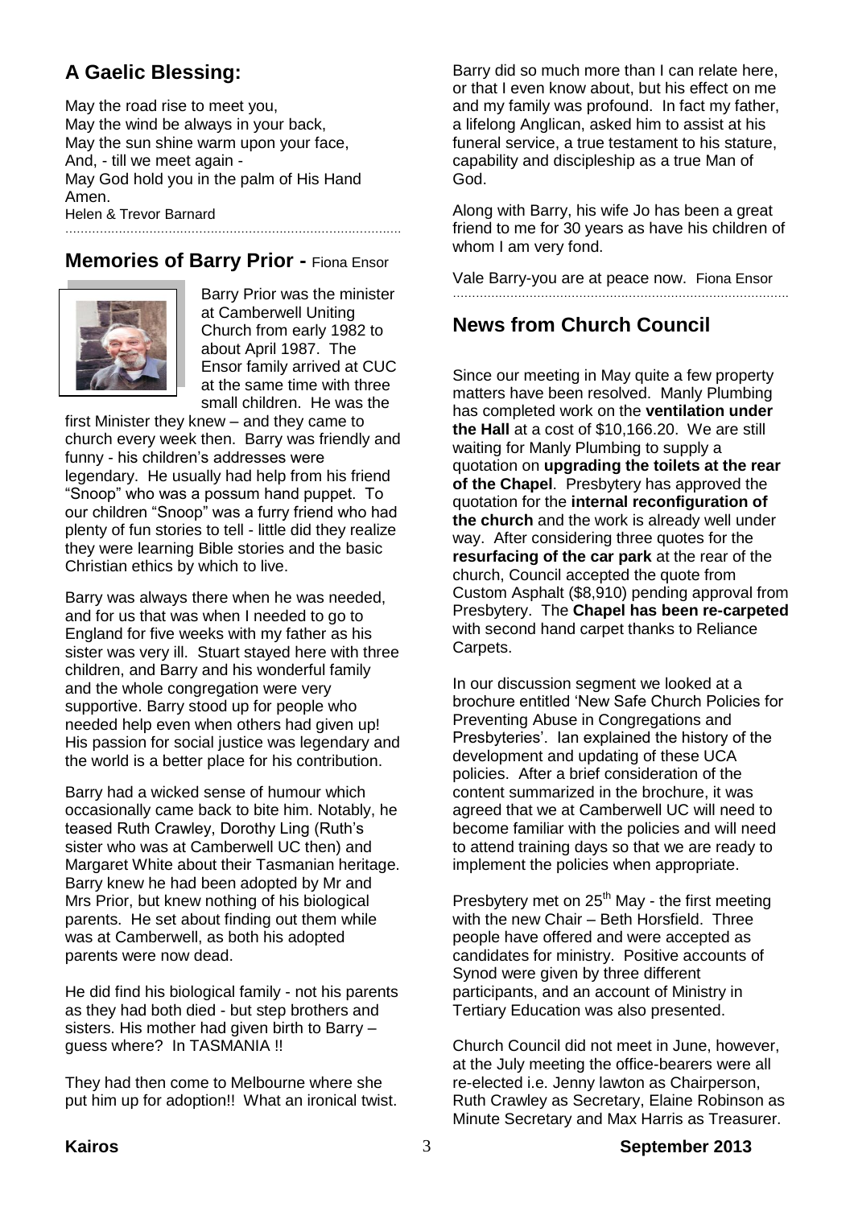## A Gaelic Blessing:

May the road rise to meet you,
May the wind be always in your back,
May the sun shine warm upon your face,
And, - till we meet again -
May God hold you in the palm of His Hand
Amen.
Helen & Trevor Barnard

## Memories of Barry Prior - Fiona Ensor

Barry Prior was the minister at Camberwell Uniting Church from early 1982 to about April 1987. The Ensor family arrived at CUC at the same time with three small children. He was the first Minister they knew – and they came to church every week then. Barry was friendly and funny - his children's addresses were legendary. He usually had help from his friend "Snoop" who was a possum hand puppet. To our children "Snoop" was a furry friend who had plenty of fun stories to tell - little did they realize they were learning Bible stories and the basic Christian ethics by which to live.

Barry was always there when he was needed, and for us that was when I needed to go to England for five weeks with my father as his sister was very ill. Stuart stayed here with three children, and Barry and his wonderful family and the whole congregation were very supportive. Barry stood up for people who needed help even when others had given up! His passion for social justice was legendary and the world is a better place for his contribution.

Barry had a wicked sense of humour which occasionally came back to bite him. Notably, he teased Ruth Crawley, Dorothy Ling (Ruth's sister who was at Camberwell UC then) and Margaret White about their Tasmanian heritage. Barry knew he had been adopted by Mr and Mrs Prior, but knew nothing of his biological parents. He set about finding out them while was at Camberwell, as both his adopted parents were now dead.

He did find his biological family - not his parents as they had both died - but step brothers and sisters. His mother had given birth to Barry – guess where? In TASMANIA !!

They had then come to Melbourne where she put him up for adoption!! What an ironical twist.

Barry did so much more than I can relate here, or that I even know about, but his effect on me and my family was profound. In fact my father, a lifelong Anglican, asked him to assist at his funeral service, a true testament to his stature, capability and discipleship as a true Man of God.

Along with Barry, his wife Jo has been a great friend to me for 30 years as have his children of whom I am very fond.

Vale Barry-you are at peace now. Fiona Ensor

## News from Church Council

Since our meeting in May quite a few property matters have been resolved. Manly Plumbing has completed work on the **ventilation under the Hall** at a cost of $10,166.20. We are still waiting for Manly Plumbing to supply a quotation on **upgrading the toilets at the rear of the Chapel**. Presbytery has approved the quotation for the **internal reconfiguration of the church** and the work is already well under way. After considering three quotes for the **resurfacing of the car park** at the rear of the church, Council accepted the quote from Custom Asphalt ($8,910) pending approval from Presbytery. The **Chapel has been re-carpeted** with second hand carpet thanks to Reliance Carpets.

In our discussion segment we looked at a brochure entitled 'New Safe Church Policies for Preventing Abuse in Congregations and Presbyteries'. Ian explained the history of the development and updating of these UCA policies. After a brief consideration of the content summarized in the brochure, it was agreed that we at Camberwell UC will need to become familiar with the policies and will need to attend training days so that we are ready to implement the policies when appropriate.

Presbytery met on 25th May - the first meeting with the new Chair – Beth Horsfield. Three people have offered and were accepted as candidates for ministry. Positive accounts of Synod were given by three different participants, and an account of Ministry in Tertiary Education was also presented.

Church Council did not meet in June, however, at the July meeting the office-bearers were all re-elected i.e. Jenny lawton as Chairperson, Ruth Crawley as Secretary, Elaine Robinson as Minute Secretary and Max Harris as Treasurer.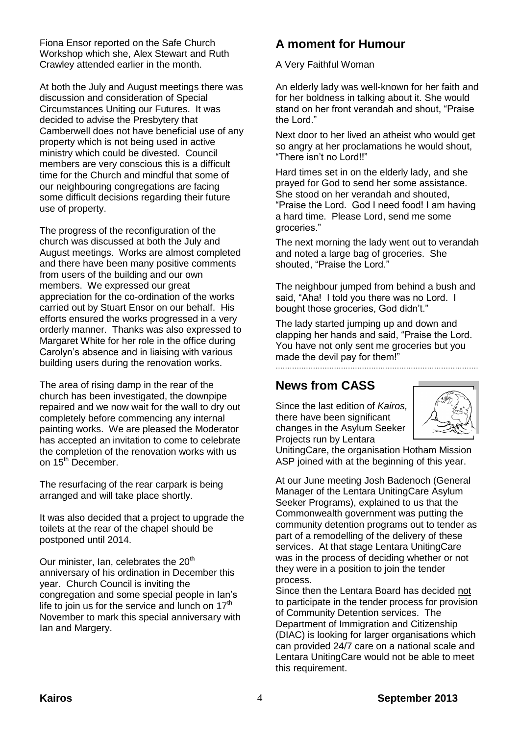Fiona Ensor reported on the Safe Church Workshop which she, Alex Stewart and Ruth Crawley attended earlier in the month.

At both the July and August meetings there was discussion and consideration of Special Circumstances Uniting our Futures. It was decided to advise the Presbytery that Camberwell does not have beneficial use of any property which is not being used in active ministry which could be divested. Council members are very conscious this is a difficult time for the Church and mindful that some of our neighbouring congregations are facing some difficult decisions regarding their future use of property.

The progress of the reconfiguration of the church was discussed at both the July and August meetings. Works are almost completed and there have been many positive comments from users of the building and our own members. We expressed our great appreciation for the co-ordination of the works carried out by Stuart Ensor on our behalf. His efforts ensured the works progressed in a very orderly manner. Thanks was also expressed to Margaret White for her role in the office during Carolyn's absence and in liaising with various building users during the renovation works.

The area of rising damp in the rear of the church has been investigated, the downpipe repaired and we now wait for the wall to dry out completely before commencing any internal painting works. We are pleased the Moderator has accepted an invitation to come to celebrate the completion of the renovation works with us on 15th December.

The resurfacing of the rear carpark is being arranged and will take place shortly.

It was also decided that a project to upgrade the toilets at the rear of the chapel should be postponed until 2014.

Our minister, Ian, celebrates the 20th anniversary of his ordination in December this year. Church Council is inviting the congregation and some special people in Ian's life to join us for the service and lunch on 17th November to mark this special anniversary with Ian and Margery.

## A moment for Humour

A Very Faithful Woman

An elderly lady was well-known for her faith and for her boldness in talking about it. She would stand on her front verandah and shout, "Praise the Lord."

Next door to her lived an atheist who would get so angry at her proclamations he would shout, "There isn't no Lord!!"

Hard times set in on the elderly lady, and she prayed for God to send her some assistance. She stood on her verandah and shouted, "Praise the Lord. God I need food! I am having a hard time. Please Lord, send me some groceries."

The next morning the lady went out to verandah and noted a large bag of groceries. She shouted, "Praise the Lord."

The neighbour jumped from behind a bush and said, "Aha! I told you there was no Lord. I bought those groceries, God didn't."

The lady started jumping up and down and clapping her hands and said, "Praise the Lord. You have not only sent me groceries but you made the devil pay for them!"

---

## News from CASS

Since the last edition of *Kairos,* there have been significant changes in the Asylum Seeker Projects run by Lentara UnitingCare, the organisation Hotham Mission ASP joined with at the beginning of this year.

At our June meeting Josh Badenoch (General Manager of the Lentara UnitingCare Asylum Seeker Programs), explained to us that the Commonwealth government was putting the community detention programs out to tender as part of a remodelling of the delivery of these services. At that stage Lentara UnitingCare was in the process of deciding whether or not they were in a position to join the tender process.

Since then the Lentara Board has decided <u>not</u> to participate in the tender process for provision of Community Detention services. The Department of Immigration and Citizenship (DIAC) is looking for larger organisations which can provided 24/7 care on a national scale and Lentara UnitingCare would not be able to meet this requirement.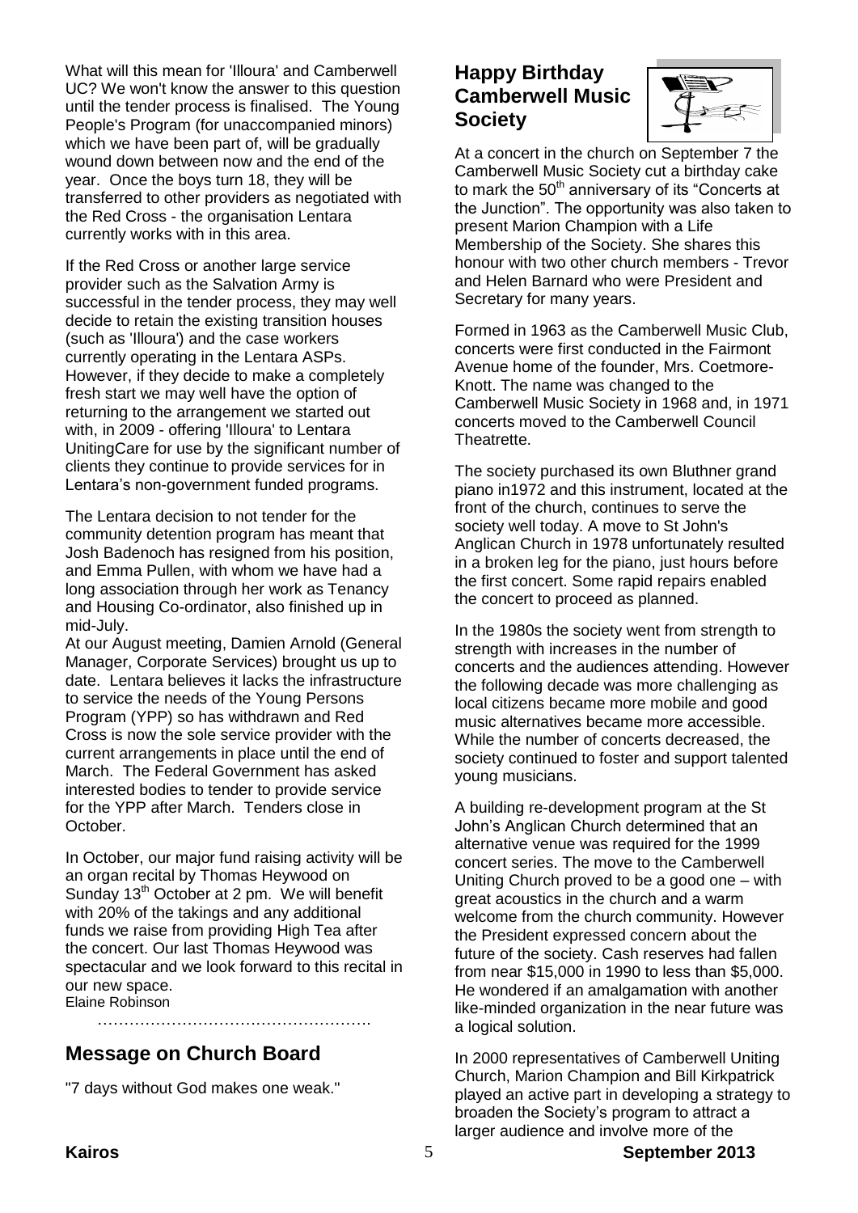What will this mean for 'Illoura' and Camberwell UC? We won't know the answer to this question until the tender process is finalised. The Young People's Program (for unaccompanied minors) which we have been part of, will be gradually wound down between now and the end of the year. Once the boys turn 18, they will be transferred to other providers as negotiated with the Red Cross - the organisation Lentara currently works with in this area.

If the Red Cross or another large service provider such as the Salvation Army is successful in the tender process, they may well decide to retain the existing transition houses (such as 'Illoura') and the case workers currently operating in the Lentara ASPs. However, if they decide to make a completely fresh start we may well have the option of returning to the arrangement we started out with, in 2009 - offering 'Illoura' to Lentara UnitingCare for use by the significant number of clients they continue to provide services for in Lentara's non-government funded programs.

The Lentara decision to not tender for the community detention program has meant that Josh Badenoch has resigned from his position, and Emma Pullen, with whom we have had a long association through her work as Tenancy and Housing Co-ordinator, also finished up in mid-July.

At our August meeting, Damien Arnold (General Manager, Corporate Services) brought us up to date. Lentara believes it lacks the infrastructure to service the needs of the Young Persons Program (YPP) so has withdrawn and Red Cross is now the sole service provider with the current arrangements in place until the end of March. The Federal Government has asked interested bodies to tender to provide service for the YPP after March. Tenders close in October.

In October, our major fund raising activity will be an organ recital by Thomas Heywood on Sunday 13th October at 2 pm. We will benefit with 20% of the takings and any additional funds we raise from providing High Tea after the concert. Our last Thomas Heywood was spectacular and we look forward to this recital in our new space.

Elaine Robinson

……………………………………………

## Message on Church Board

"7 days without God makes one weak."

## Happy Birthday Camberwell Music Society

At a concert in the church on September 7 the Camberwell Music Society cut a birthday cake to mark the 50th anniversary of its "Concerts at the Junction". The opportunity was also taken to present Marion Champion with a Life Membership of the Society. She shares this honour with two other church members - Trevor and Helen Barnard who were President and Secretary for many years.

Formed in 1963 as the Camberwell Music Club, concerts were first conducted in the Fairmont Avenue home of the founder, Mrs. Coetmore-Knott. The name was changed to the Camberwell Music Society in 1968 and, in 1971 concerts moved to the Camberwell Council Theatrette.

The society purchased its own Bluthner grand piano in1972 and this instrument, located at the front of the church, continues to serve the society well today. A move to St John's Anglican Church in 1978 unfortunately resulted in a broken leg for the piano, just hours before the first concert. Some rapid repairs enabled the concert to proceed as planned.

In the 1980s the society went from strength to strength with increases in the number of concerts and the audiences attending. However the following decade was more challenging as local citizens became more mobile and good music alternatives became more accessible. While the number of concerts decreased, the society continued to foster and support talented young musicians.

A building re-development program at the St John's Anglican Church determined that an alternative venue was required for the 1999 concert series. The move to the Camberwell Uniting Church proved to be a good one – with great acoustics in the church and a warm welcome from the church community. However the President expressed concern about the future of the society. Cash reserves had fallen from near $15,000 in 1990 to less than $5,000. He wondered if an amalgamation with another like-minded organization in the near future was a logical solution.

In 2000 representatives of Camberwell Uniting Church, Marion Champion and Bill Kirkpatrick played an active part in developing a strategy to broaden the Society's program to attract a larger audience and involve more of the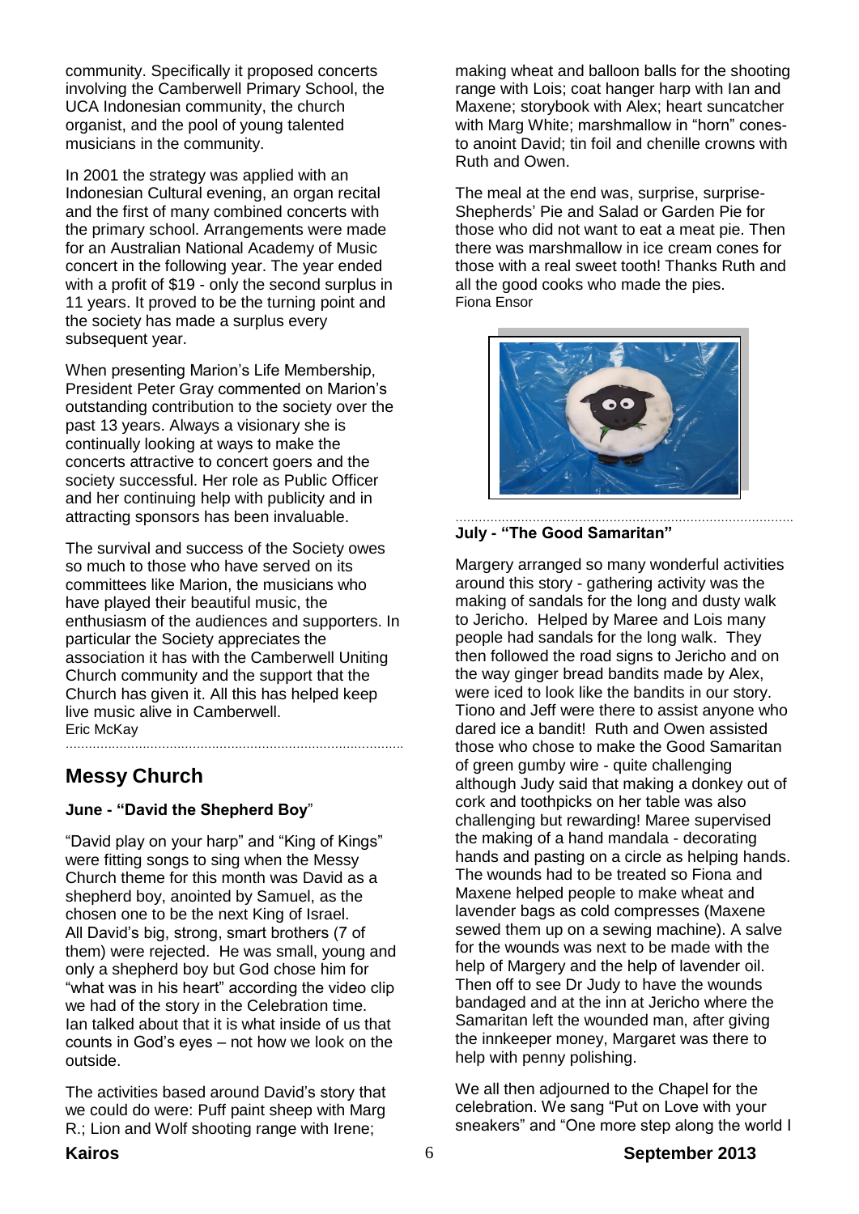community. Specifically it proposed concerts involving the Camberwell Primary School, the UCA Indonesian community, the church organist, and the pool of young talented musicians in the community.

In 2001 the strategy was applied with an Indonesian Cultural evening, an organ recital and the first of many combined concerts with the primary school. Arrangements were made for an Australian National Academy of Music concert in the following year. The year ended with a profit of $19 - only the second surplus in 11 years. It proved to be the turning point and the society has made a surplus every subsequent year.

When presenting Marion's Life Membership, President Peter Gray commented on Marion's outstanding contribution to the society over the past 13 years. Always a visionary she is continually looking at ways to make the concerts attractive to concert goers and the society successful. Her role as Public Officer and her continuing help with publicity and in attracting sponsors has been invaluable.

The survival and success of the Society owes so much to those who have served on its committees like Marion, the musicians who have played their beautiful music, the enthusiasm of the audiences and supporters. In particular the Society appreciates the association it has with the Camberwell Uniting Church community and the support that the Church has given it. All this has helped keep live music alive in Camberwell.
Eric McKay

## Messy Church

### June - "David the Shepherd Boy"

"David play on your harp" and "King of Kings" were fitting songs to sing when the Messy Church theme for this month was David as a shepherd boy, anointed by Samuel, as the chosen one to be the next King of Israel. All David's big, strong, smart brothers (7 of them) were rejected. He was small, young and only a shepherd boy but God chose him for "what was in his heart" according the video clip we had of the story in the Celebration time. Ian talked about that it is what inside of us that counts in God's eyes – not how we look on the outside.

The activities based around David's story that we could do were: Puff paint sheep with Marg R.; Lion and Wolf shooting range with Irene; making wheat and balloon balls for the shooting range with Lois; coat hanger harp with Ian and Maxene; storybook with Alex; heart suncatcher with Marg White; marshmallow in "horn" cones- to anoint David; tin foil and chenille crowns with Ruth and Owen.

The meal at the end was, surprise, surprise- Shepherds' Pie and Salad or Garden Pie for those who did not want to eat a meat pie. Then there was marshmallow in ice cream cones for those with a real sweet tooth! Thanks Ruth and all the good cooks who made the pies.
Fiona Ensor

### July - "The Good Samaritan"

Margery arranged so many wonderful activities around this story - gathering activity was the making of sandals for the long and dusty walk to Jericho. Helped by Maree and Lois many people had sandals for the long walk. They then followed the road signs to Jericho and on the way ginger bread bandits made by Alex, were iced to look like the bandits in our story. Tiono and Jeff were there to assist anyone who dared ice a bandit! Ruth and Owen assisted those who chose to make the Good Samaritan of green gumby wire - quite challenging although Judy said that making a donkey out of cork and toothpicks on her table was also challenging but rewarding! Maree supervised the making of a hand mandala - decorating hands and pasting on a circle as helping hands. The wounds had to be treated so Fiona and Maxene helped people to make wheat and lavender bags as cold compresses (Maxene sewed them up on a sewing machine). A salve for the wounds was next to be made with the help of Margery and the help of lavender oil. Then off to see Dr Judy to have the wounds bandaged and at the inn at Jericho where the Samaritan left the wounded man, after giving the innkeeper money, Margaret was there to help with penny polishing.

We all then adjourned to the Chapel for the celebration. We sang "Put on Love with your sneakers" and "One more step along the world I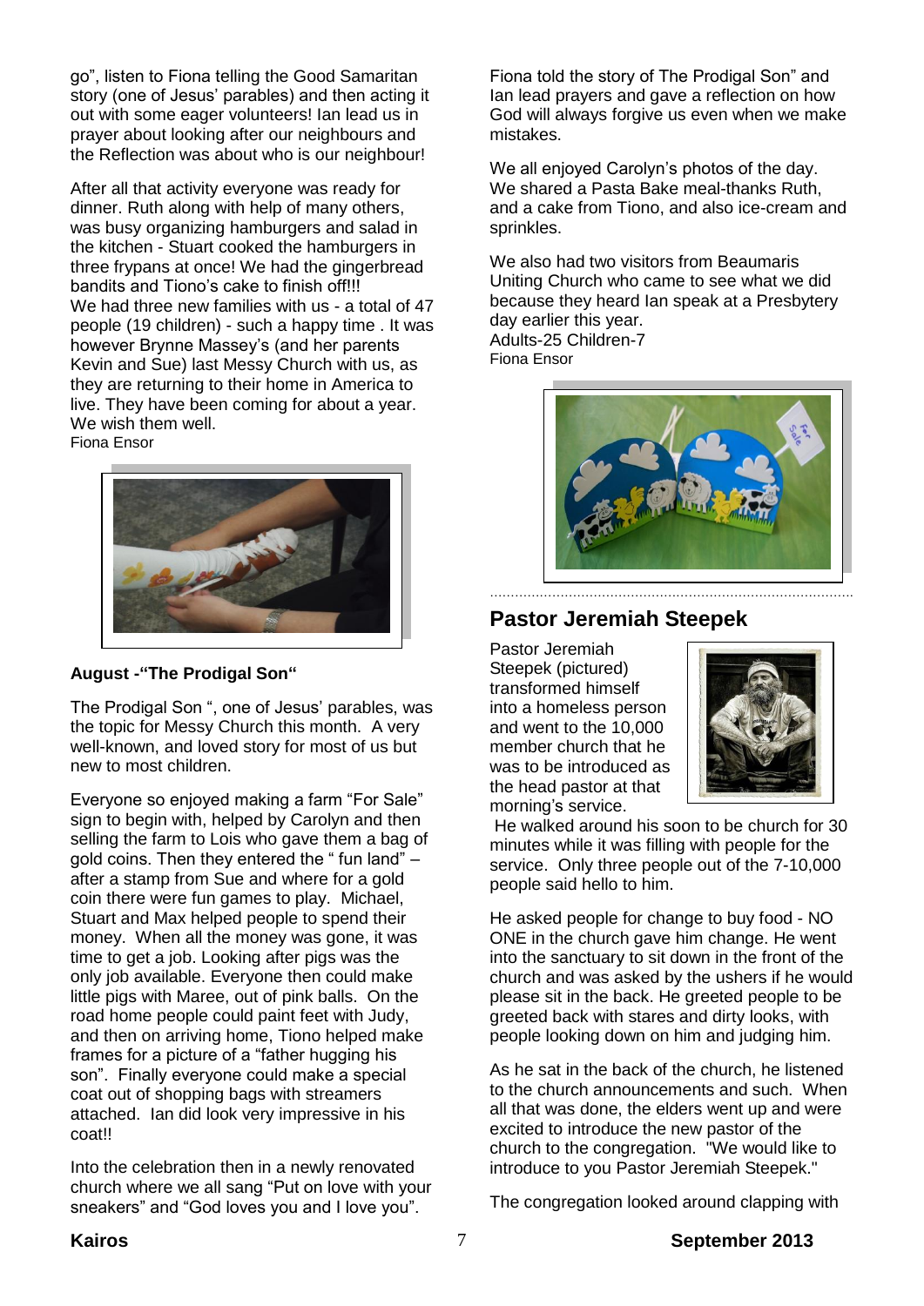go", listen to Fiona telling the Good Samaritan story (one of Jesus' parables) and then acting it out with some eager volunteers! Ian lead us in prayer about looking after our neighbours and the Reflection was about who is our neighbour!

After all that activity everyone was ready for dinner. Ruth along with help of many others, was busy organizing hamburgers and salad in the kitchen - Stuart cooked the hamburgers in three frypans at once! We had the gingerbread bandits and Tiono's cake to finish off!!!
We had three new families with us - a total of 47 people (19 children) - such a happy time . It was however Brynne Massey's (and her parents Kevin and Sue) last Messy Church with us, as they are returning to their home in America to live. They have been coming for about a year. We wish them well.
Fiona Ensor

**August -"The Prodigal Son"**

The Prodigal Son ", one of Jesus' parables, was the topic for Messy Church this month. A very well-known, and loved story for most of us but new to most children.

Everyone so enjoyed making a farm "For Sale" sign to begin with, helped by Carolyn and then selling the farm to Lois who gave them a bag of gold coins. Then they entered the " fun land" – after a stamp from Sue and where for a gold coin there were fun games to play. Michael, Stuart and Max helped people to spend their money. When all the money was gone, it was time to get a job. Looking after pigs was the only job available. Everyone then could make little pigs with Maree, out of pink balls. On the road home people could paint feet with Judy, and then on arriving home, Tiono helped make frames for a picture of a "father hugging his son". Finally everyone could make a special coat out of shopping bags with streamers attached. Ian did look very impressive in his coat!!

Into the celebration then in a newly renovated church where we all sang "Put on love with your sneakers" and "God loves you and I love you".

Fiona told the story of The Prodigal Son" and Ian lead prayers and gave a reflection on how God will always forgive us even when we make mistakes.

We all enjoyed Carolyn's photos of the day. We shared a Pasta Bake meal-thanks Ruth, and a cake from Tiono, and also ice-cream and sprinkles.

We also had two visitors from Beaumaris Uniting Church who came to see what we did because they heard Ian speak at a Presbytery day earlier this year.
Adults-25 Children-7
Fiona Ensor

## Pastor Jeremiah Steepek

Pastor Jeremiah Steepek (pictured) transformed himself into a homeless person and went to the 10,000 member church that he was to be introduced as the head pastor at that morning's service.
He walked around his soon to be church for 30 minutes while it was filling with people for the service. Only three people out of the 7-10,000 people said hello to him.

He asked people for change to buy food - NO ONE in the church gave him change. He went into the sanctuary to sit down in the front of the church and was asked by the ushers if he would please sit in the back. He greeted people to be greeted back with stares and dirty looks, with people looking down on him and judging him.

As he sat in the back of the church, he listened to the church announcements and such. When all that was done, the elders went up and were excited to introduce the new pastor of the church to the congregation. "We would like to introduce to you Pastor Jeremiah Steepek."

The congregation looked around clapping with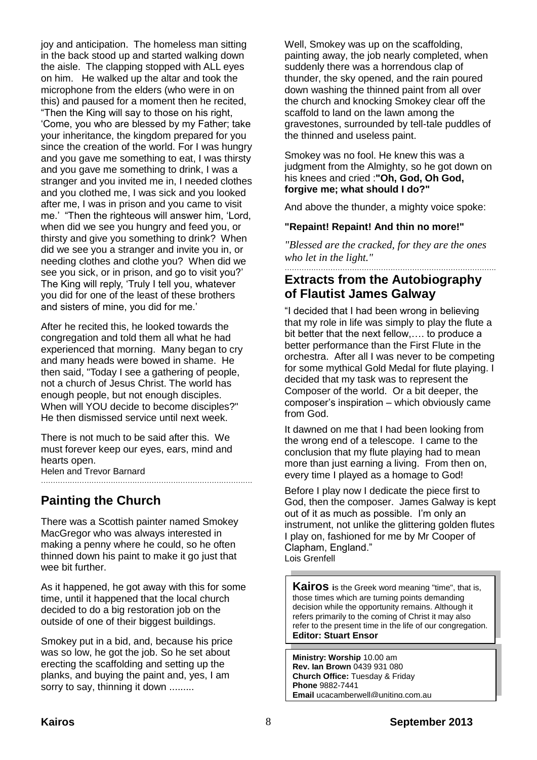joy and anticipation. The homeless man sitting in the back stood up and started walking down the aisle. The clapping stopped with ALL eyes on him. He walked up the altar and took the microphone from the elders (who were in on this) and paused for a moment then he recited, "Then the King will say to those on his right, 'Come, you who are blessed by my Father; take your inheritance, the kingdom prepared for you since the creation of the world. For I was hungry and you gave me something to eat, I was thirsty and you gave me something to drink, I was a stranger and you invited me in, I needed clothes and you clothed me, I was sick and you looked after me, I was in prison and you came to visit me.' "Then the righteous will answer him, 'Lord, when did we see you hungry and feed you, or thirsty and give you something to drink? When did we see you a stranger and invite you in, or needing clothes and clothe you? When did we see you sick, or in prison, and go to visit you?' The King will reply, 'Truly I tell you, whatever you did for one of the least of these brothers and sisters of mine, you did for me.'

After he recited this, he looked towards the congregation and told them all what he had experienced that morning. Many began to cry and many heads were bowed in shame. He then said, "Today I see a gathering of people, not a church of Jesus Christ. The world has enough people, but not enough disciples. When will YOU decide to become disciples?" He then dismissed service until next week.

There is not much to be said after this. We must forever keep our eyes, ears, mind and hearts open.
Helen and Trevor Barnard

## Painting the Church

There was a Scottish painter named Smokey MacGregor who was always interested in making a penny where he could, so he often thinned down his paint to make it go just that wee bit further.

As it happened, he got away with this for some time, until it happened that the local church decided to do a big restoration job on the outside of one of their biggest buildings.

Smokey put in a bid, and, because his price was so low, he got the job. So he set about erecting the scaffolding and setting up the planks, and buying the paint and, yes, I am sorry to say, thinning it down .........

Well, Smokey was up on the scaffolding, painting away, the job nearly completed, when suddenly there was a horrendous clap of thunder, the sky opened, and the rain poured down washing the thinned paint from all over the church and knocking Smokey clear off the scaffold to land on the lawn among the gravestones, surrounded by tell-tale puddles of the thinned and useless paint.

Smokey was no fool. He knew this was a judgment from the Almighty, so he got down on his knees and cried :**"Oh, God, Oh God, forgive me; what should I do?"**

And above the thunder, a mighty voice spoke:

**"Repaint! Repaint! And thin no more!"**

*"Blessed are the cracked, for they are the ones who let in the light."*

## Extracts from the Autobiography of Flautist James Galway

"I decided that I had been wrong in believing that my role in life was simply to play the flute a bit better that the next fellow,…. to produce a better performance than the First Flute in the orchestra. After all I was never to be competing for some mythical Gold Medal for flute playing. I decided that my task was to represent the Composer of the world. Or a bit deeper, the composer's inspiration – which obviously came from God.

It dawned on me that I had been looking from the wrong end of a telescope. I came to the conclusion that my flute playing had to mean more than just earning a living. From then on, every time I played as a homage to God!

Before I play now I dedicate the piece first to God, then the composer. James Galway is kept out of it as much as possible. I'm only an instrument, not unlike the glittering golden flutes I play on, fashioned for me by Mr Cooper of Clapham, England."
Lois Grenfell

**Kairos** is the Greek word meaning "time", that is, those times which are turning points demanding decision while the opportunity remains. Although it refers primarily to the coming of Christ it may also refer to the present time in the life of our congregation.
**Editor: Stuart Ensor**

**Ministry: Worship** 10.00 am
**Rev. Ian Brown** 0439 931 080
**Church Office:** Tuesday & Friday
**Phone** 9882-7441
**Email** ucacamberwell@uniting.com.au